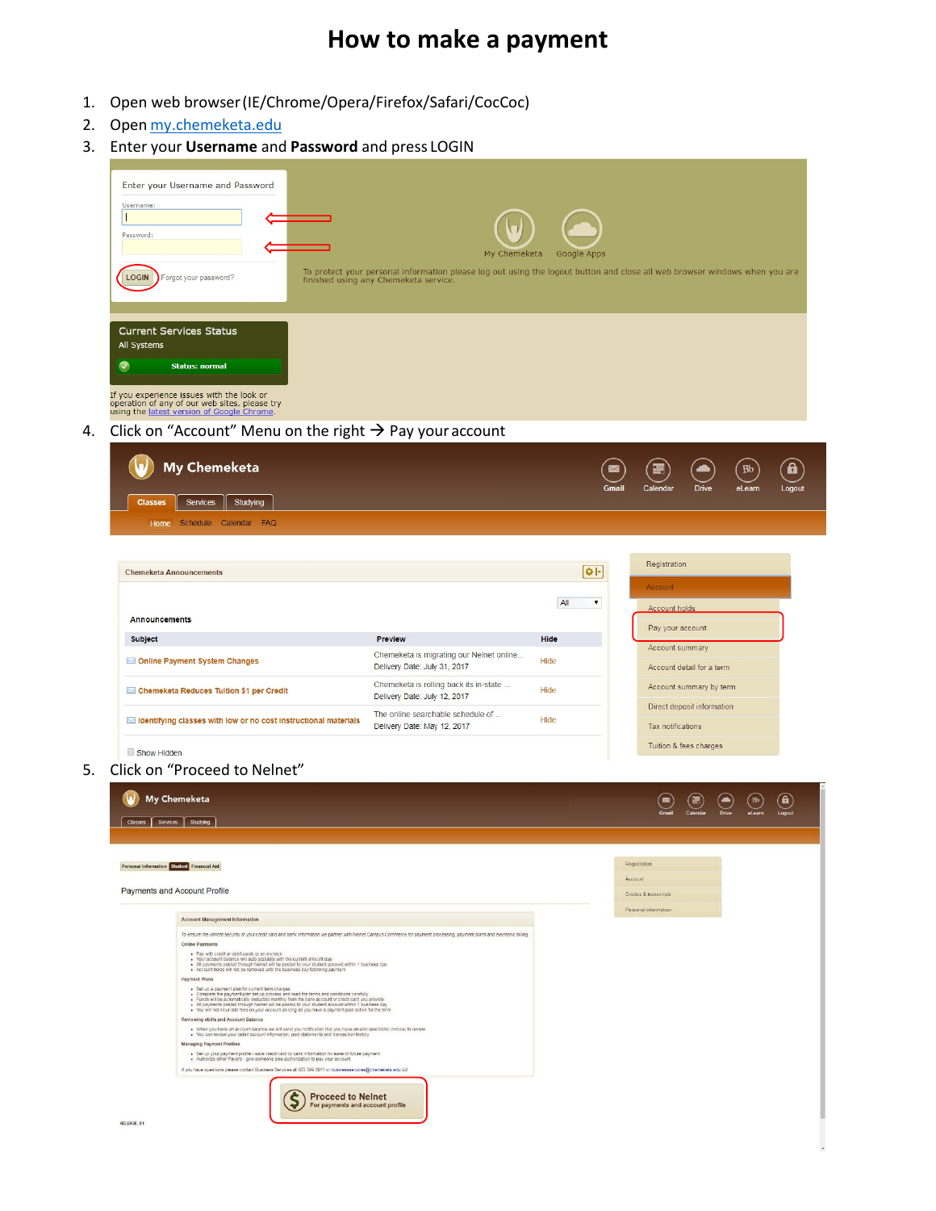# How to make a payment

1. Open web browser (IE/Chrome/Opera/Firefox/Safari/CocCoc)
2. Open my.chemeketa.edu
3. Enter your **Username** and **Password** and press LOGIN
4. Click on "Account" Menu on the right → Pay your account
5. Click on "Proceed to Nelnet"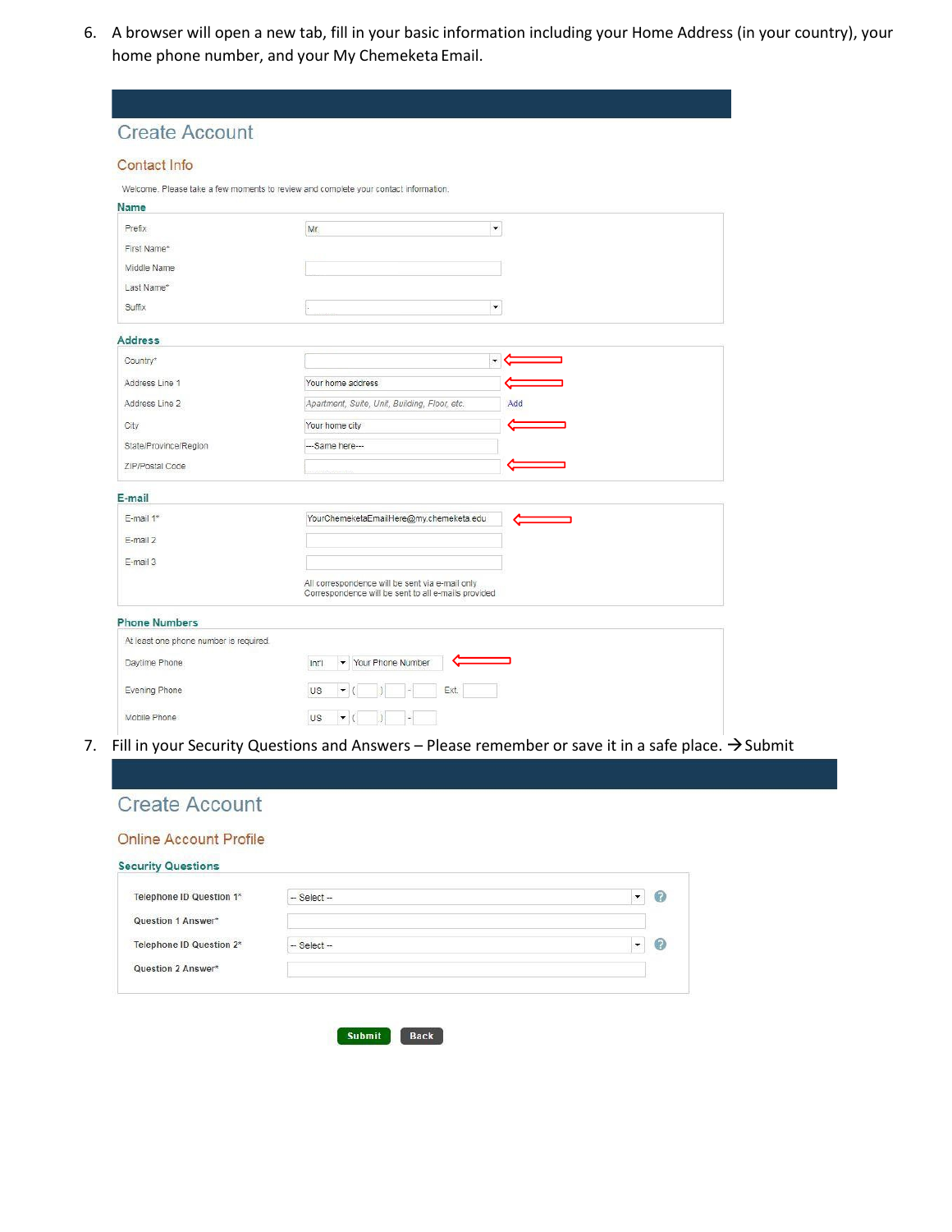6. A browser will open a new tab, fill in your basic information including your Home Address (in your country), your home phone number, and your My Chemeketa Email.

## Create Account

### Contact Info

Welcome. Please take a few moments to review and complete your contact information.

**Name**

| Field | Value |
| --- | --- |
| Prefix | Mr |
| First Name* | |
| Middle Name | |
| Last Name* | |
| Suffix | |

**Address**

| Field | Value |
| --- | --- |
| Country* | |
| Address Line 1 | Your home address |
| Address Line 2 | Apartment, Suite, Unit, Building, Floor, etc. (Add) |
| City | Your home city |
| State/Province/Region | ---Same here--- |
| ZIP/Postal Code | |

**E-mail**

| Field | Value |
| --- | --- |
| E-mail 1* | YourChemeketaEmailHere@my.chemeketa.edu |
| E-mail 2 | |
| E-mail 3 | |

All correspondence will be sent via e-mail only
Correspondence will be sent to all e-mails provided

**Phone Numbers**

At least one phone number is required.

| Field | Value |
| --- | --- |
| Daytime Phone | Int'l – Your Phone Number |
| Evening Phone | US ( ) - Ext. |
| Mobile Phone | US ( ) - |

7. Fill in your Security Questions and Answers – Please remember or save it in a safe place. → Submit

## Create Account

### Online Account Profile

**Security Questions**

| Field | Value |
| --- | --- |
| Telephone ID Question 1* | -- Select -- |
| Question 1 Answer* | |
| Telephone ID Question 2* | -- Select -- |
| Question 2 Answer* | |

Submit Back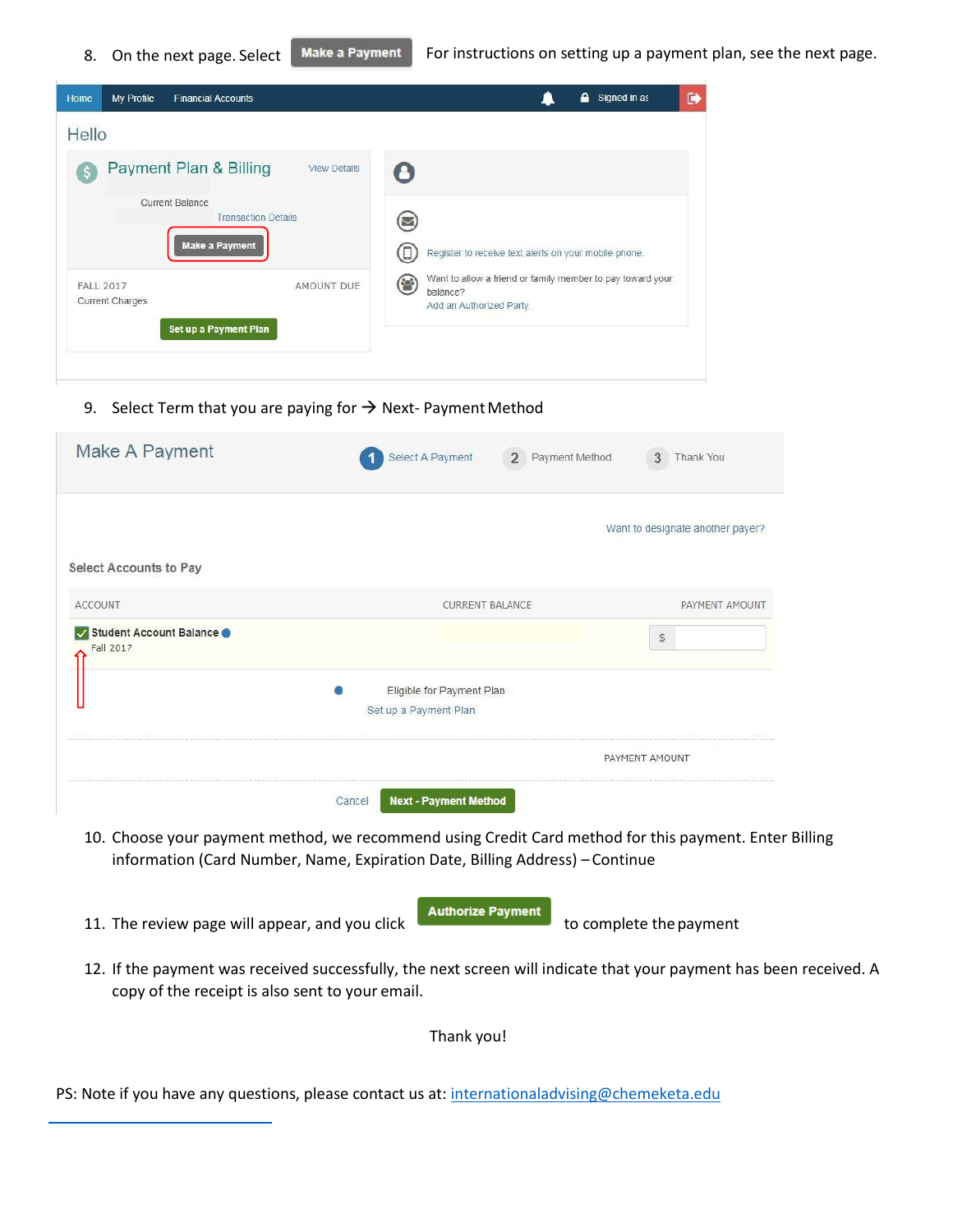8. On the next page. Select **Make a Payment** For instructions on setting up a payment plan, see the next page.

Home | My Profile | Financial Accounts | Signed in as

Hello

Payment Plan & Billing — View Details

Current Balance

Transaction Details

**Make a Payment**

FALL 2017 — AMOUNT DUE

Current Charges

**Set up a Payment Plan**

Register to receive text alerts on your mobile phone.

Want to allow a friend or family member to pay toward your balance?
Add an Authorized Party

9. Select Term that you are paying for → Next- Payment Method

Make A Payment — 1 Select A Payment — 2 Payment Method — 3 Thank You

Want to designate another payer?

Select Accounts to Pay

| ACCOUNT | CURRENT BALANCE | PAYMENT AMOUNT |
|---|---|---|
| Student Account Balance<br>Fall 2017 | | $ |

Eligible for Payment Plan
Set up a Payment Plan

PAYMENT AMOUNT

Cancel | **Next - Payment Method**

10. Choose your payment method, we recommend using Credit Card method for this payment. Enter Billing information (Card Number, Name, Expiration Date, Billing Address) – Continue

11. The review page will appear, and you click **Authorize Payment** to complete the payment

12. If the payment was received successfully, the next screen will indicate that your payment has been received. A copy of the receipt is also sent to your email.

Thank you!

PS: Note if you have any questions, please contact us at: internationaladvising@chemeketa.edu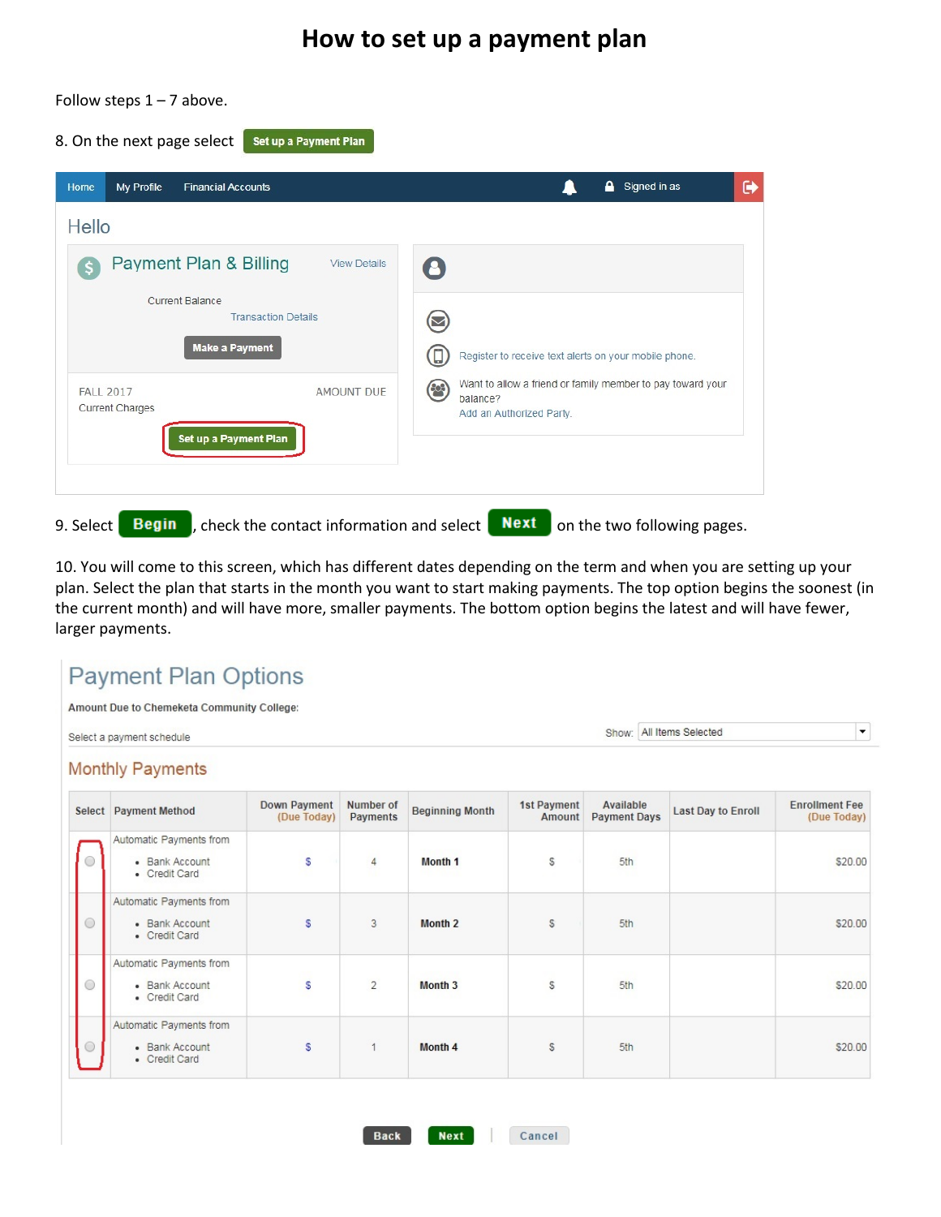# How to set up a payment plan

Follow steps 1 – 7 above.

8. On the next page select **Set up a Payment Plan**

Home | My Profile | Financial Accounts | Signed in as

Hello

**Payment Plan & Billing** View Details

Current Balance

Transaction Details

**Make a Payment**

FALL 2017 AMOUNT DUE

Current Charges

**Set up a Payment Plan**

Register to receive text alerts on your mobile phone.

Want to allow a friend or family member to pay toward your balance?

Add an Authorized Party.

9. Select **Begin**, check the contact information and select **Next** on the two following pages.

10. You will come to this screen, which has different dates depending on the term and when you are setting up your plan. Select the plan that starts in the month you want to start making payments. The top option begins the soonest (in the current month) and will have more, smaller payments. The bottom option begins the latest and will have fewer, larger payments.

## Payment Plan Options

**Amount Due to Chemeketa Community College:**

Select a payment schedule

Show: All Items Selected

### Monthly Payments

| Select | Payment Method | Down Payment (Due Today) | Number of Payments | Beginning Month | 1st Payment Amount | Available Payment Days | Last Day to Enroll | Enrollment Fee (Due Today) |
|---|---|---|---|---|---|---|---|---|
| ○ | Automatic Payments from<br>• Bank Account<br>• Credit Card | $ | 4 | **Month 1** | $ | 5th | | $20.00 |
| ○ | Automatic Payments from<br>• Bank Account<br>• Credit Card | $ | 3 | **Month 2** | $ | 5th | | $20.00 |
| ○ | Automatic Payments from<br>• Bank Account<br>• Credit Card | $ | 2 | **Month 3** | $ | 5th | | $20.00 |
| ○ | Automatic Payments from<br>• Bank Account<br>• Credit Card | $ | 1 | **Month 4** | $ | 5th | | $20.00 |

**Back** **Next** | **Cancel**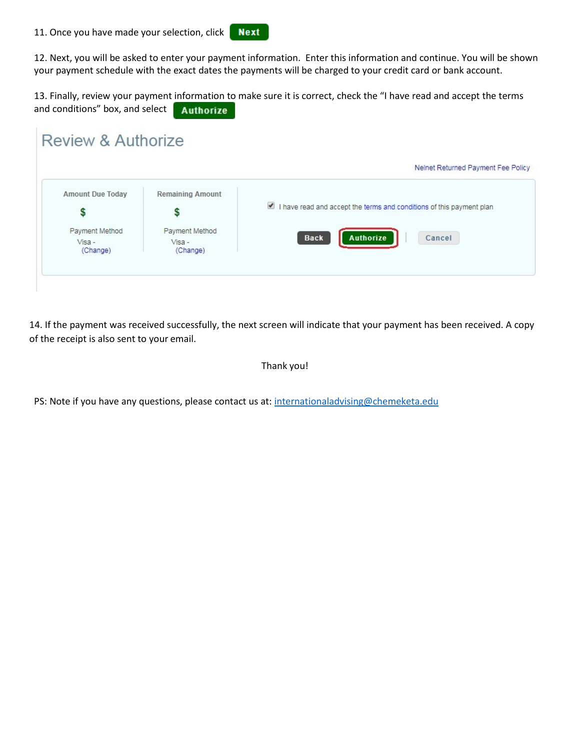11. Once you have made your selection, click **Next**

12. Next, you will be asked to enter your payment information. Enter this information and continue. You will be shown your payment schedule with the exact dates the payments will be charged to your credit card or bank account.

13. Finally, review your payment information to make sure it is correct, check the "I have read and accept the terms and conditions" box, and select **Authorize**

Review & Authorize

Nelnet Returned Payment Fee Policy

Amount Due Today
$
Payment Method
Visa -
(Change)

Remaining Amount
$
Payment Method
Visa -
(Change)

I have read and accept the terms and conditions of this payment plan

Back | Authorize | Cancel

14. If the payment was received successfully, the next screen will indicate that your payment has been received. A copy of the receipt is also sent to your email.

Thank you!

PS: Note if you have any questions, please contact us at: internationaladvising@chemeketa.edu